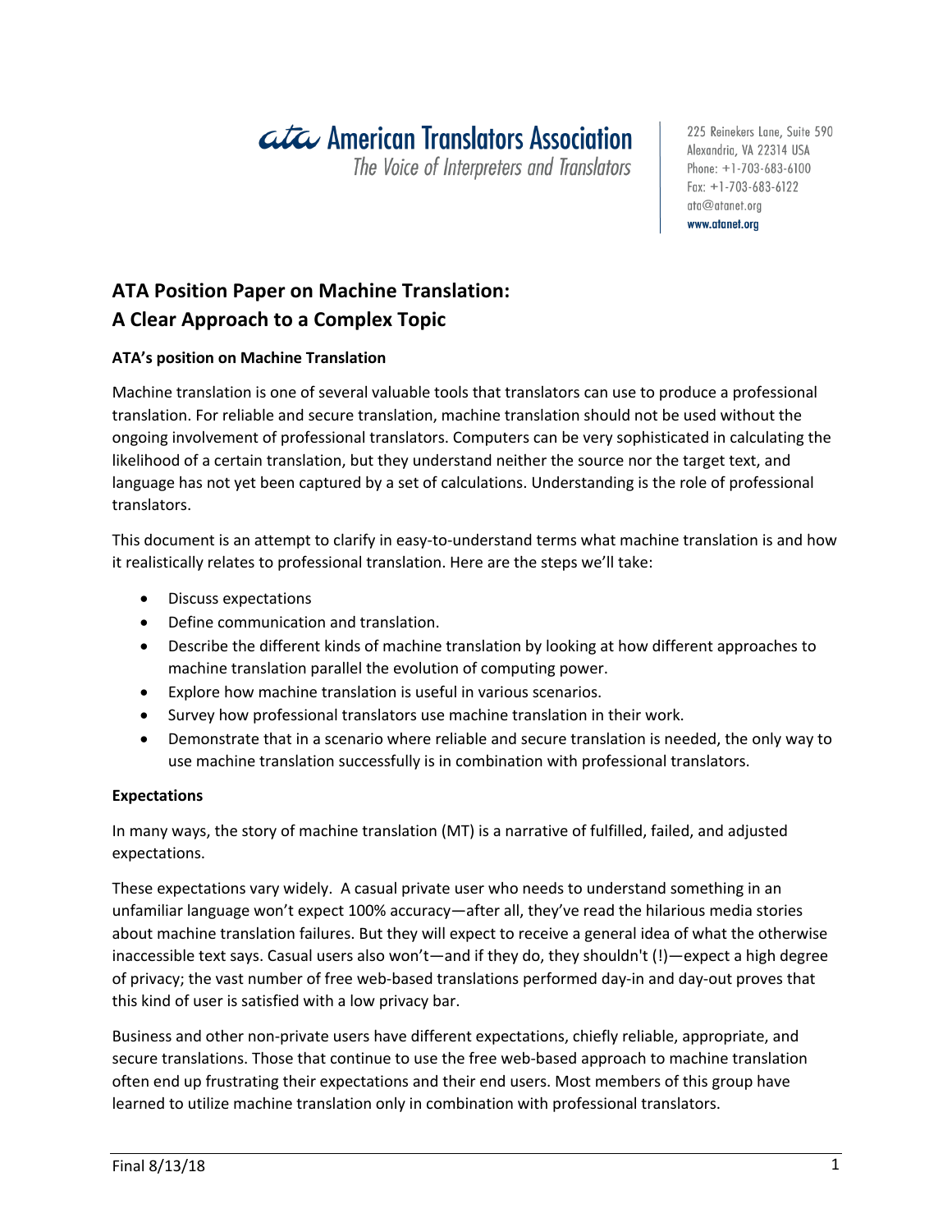ata American Translators Association
*The Voice of Interpreters and Translators*

225 Reinekers Lane, Suite 590
Alexandria, VA 22314 USA
Phone: +1-703-683-6100
Fax: +1-703-683-6122
ata@atanet.org
**www.atanet.org**

# ATA Position Paper on Machine Translation: A Clear Approach to a Complex Topic

**ATA's position on Machine Translation**

Machine translation is one of several valuable tools that translators can use to produce a professional translation. For reliable and secure translation, machine translation should not be used without the ongoing involvement of professional translators. Computers can be very sophisticated in calculating the likelihood of a certain translation, but they understand neither the source nor the target text, and language has not yet been captured by a set of calculations. Understanding is the role of professional translators.

This document is an attempt to clarify in easy-to-understand terms what machine translation is and how it realistically relates to professional translation. Here are the steps we'll take:

- Discuss expectations
- Define communication and translation.
- Describe the different kinds of machine translation by looking at how different approaches to machine translation parallel the evolution of computing power.
- Explore how machine translation is useful in various scenarios.
- Survey how professional translators use machine translation in their work.
- Demonstrate that in a scenario where reliable and secure translation is needed, the only way to use machine translation successfully is in combination with professional translators.

**Expectations**

In many ways, the story of machine translation (MT) is a narrative of fulfilled, failed, and adjusted expectations.

These expectations vary widely. A casual private user who needs to understand something in an unfamiliar language won't expect 100% accuracy—after all, they've read the hilarious media stories about machine translation failures. But they will expect to receive a general idea of what the otherwise inaccessible text says. Casual users also won't—and if they do, they shouldn't (!)—expect a high degree of privacy; the vast number of free web-based translations performed day-in and day-out proves that this kind of user is satisfied with a low privacy bar.

Business and other non-private users have different expectations, chiefly reliable, appropriate, and secure translations. Those that continue to use the free web-based approach to machine translation often end up frustrating their expectations and their end users. Most members of this group have learned to utilize machine translation only in combination with professional translators.

Final 8/13/18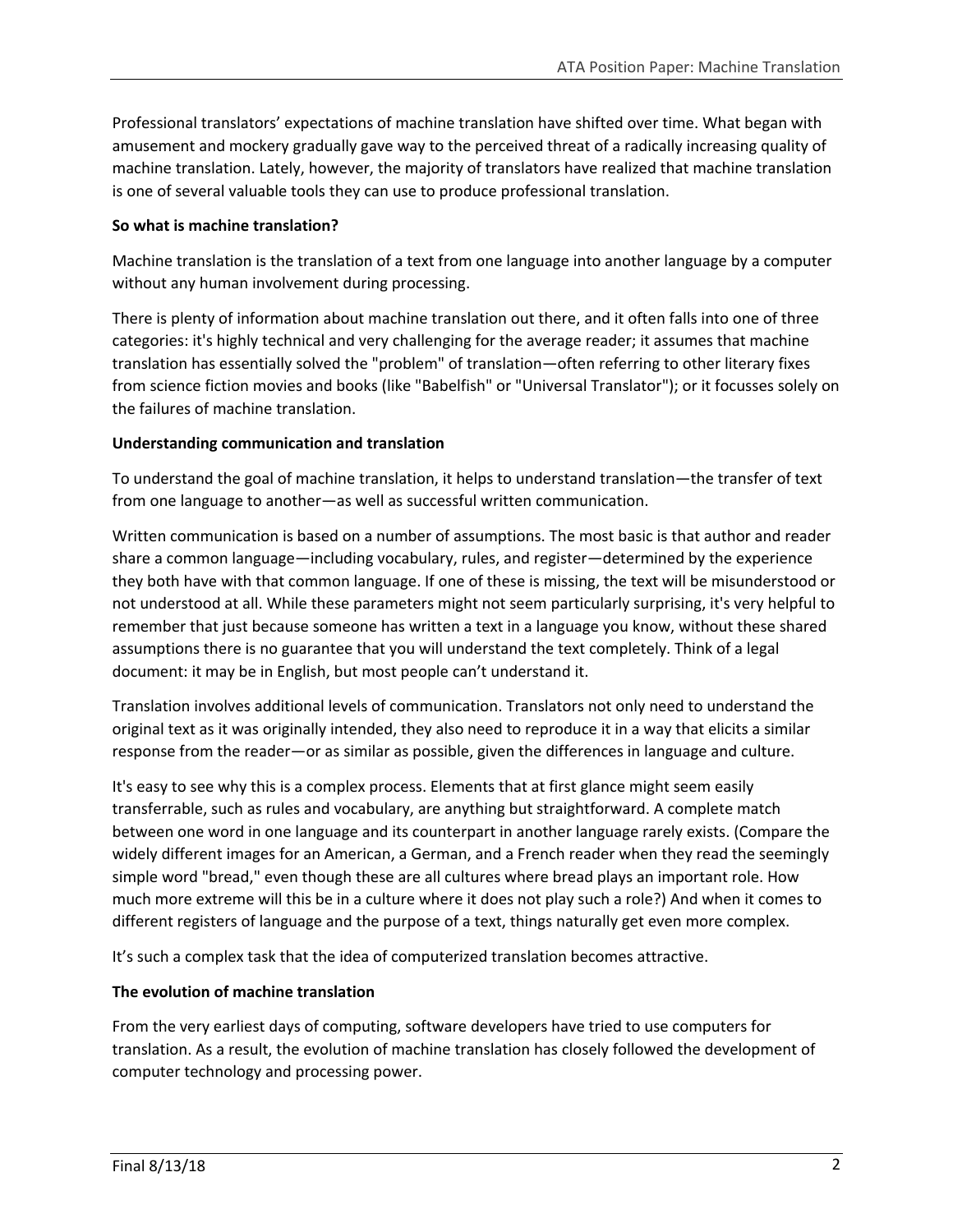Professional translators' expectations of machine translation have shifted over time. What began with amusement and mockery gradually gave way to the perceived threat of a radically increasing quality of machine translation. Lately, however, the majority of translators have realized that machine translation is one of several valuable tools they can use to produce professional translation.

**So what is machine translation?**

Machine translation is the translation of a text from one language into another language by a computer without any human involvement during processing.

There is plenty of information about machine translation out there, and it often falls into one of three categories: it's highly technical and very challenging for the average reader; it assumes that machine translation has essentially solved the "problem" of translation—often referring to other literary fixes from science fiction movies and books (like "Babelfish" or "Universal Translator"); or it focusses solely on the failures of machine translation.

**Understanding communication and translation**

To understand the goal of machine translation, it helps to understand translation—the transfer of text from one language to another—as well as successful written communication.

Written communication is based on a number of assumptions. The most basic is that author and reader share a common language—including vocabulary, rules, and register—determined by the experience they both have with that common language. If one of these is missing, the text will be misunderstood or not understood at all. While these parameters might not seem particularly surprising, it's very helpful to remember that just because someone has written a text in a language you know, without these shared assumptions there is no guarantee that you will understand the text completely. Think of a legal document: it may be in English, but most people can't understand it.

Translation involves additional levels of communication. Translators not only need to understand the original text as it was originally intended, they also need to reproduce it in a way that elicits a similar response from the reader—or as similar as possible, given the differences in language and culture.

It's easy to see why this is a complex process. Elements that at first glance might seem easily transferrable, such as rules and vocabulary, are anything but straightforward. A complete match between one word in one language and its counterpart in another language rarely exists. (Compare the widely different images for an American, a German, and a French reader when they read the seemingly simple word "bread," even though these are all cultures where bread plays an important role. How much more extreme will this be in a culture where it does not play such a role?) And when it comes to different registers of language and the purpose of a text, things naturally get even more complex.

It's such a complex task that the idea of computerized translation becomes attractive.

**The evolution of machine translation**

From the very earliest days of computing, software developers have tried to use computers for translation. As a result, the evolution of machine translation has closely followed the development of computer technology and processing power.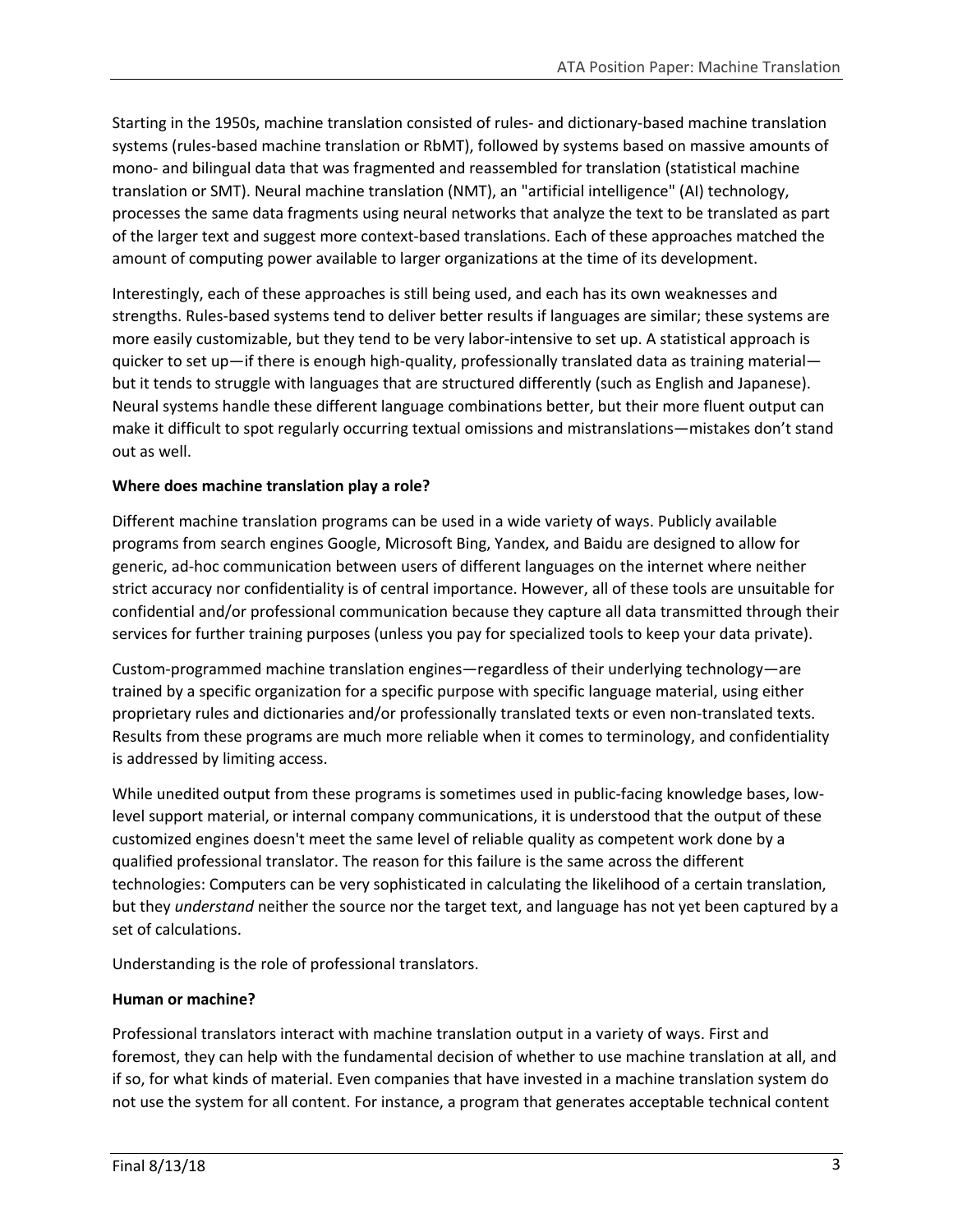Starting in the 1950s, machine translation consisted of rules- and dictionary-based machine translation systems (rules-based machine translation or RbMT), followed by systems based on massive amounts of mono- and bilingual data that was fragmented and reassembled for translation (statistical machine translation or SMT). Neural machine translation (NMT), an "artificial intelligence" (AI) technology, processes the same data fragments using neural networks that analyze the text to be translated as part of the larger text and suggest more context-based translations. Each of these approaches matched the amount of computing power available to larger organizations at the time of its development.

Interestingly, each of these approaches is still being used, and each has its own weaknesses and strengths. Rules-based systems tend to deliver better results if languages are similar; these systems are more easily customizable, but they tend to be very labor-intensive to set up. A statistical approach is quicker to set up—if there is enough high-quality, professionally translated data as training material—but it tends to struggle with languages that are structured differently (such as English and Japanese). Neural systems handle these different language combinations better, but their more fluent output can make it difficult to spot regularly occurring textual omissions and mistranslations—mistakes don't stand out as well.

**Where does machine translation play a role?**

Different machine translation programs can be used in a wide variety of ways. Publicly available programs from search engines Google, Microsoft Bing, Yandex, and Baidu are designed to allow for generic, ad-hoc communication between users of different languages on the internet where neither strict accuracy nor confidentiality is of central importance. However, all of these tools are unsuitable for confidential and/or professional communication because they capture all data transmitted through their services for further training purposes (unless you pay for specialized tools to keep your data private).

Custom-programmed machine translation engines—regardless of their underlying technology—are trained by a specific organization for a specific purpose with specific language material, using either proprietary rules and dictionaries and/or professionally translated texts or even non-translated texts. Results from these programs are much more reliable when it comes to terminology, and confidentiality is addressed by limiting access.

While unedited output from these programs is sometimes used in public-facing knowledge bases, low-level support material, or internal company communications, it is understood that the output of these customized engines doesn't meet the same level of reliable quality as competent work done by a qualified professional translator. The reason for this failure is the same across the different technologies: Computers can be very sophisticated in calculating the likelihood of a certain translation, but they *understand* neither the source nor the target text, and language has not yet been captured by a set of calculations.

Understanding is the role of professional translators.

**Human or machine?**

Professional translators interact with machine translation output in a variety of ways. First and foremost, they can help with the fundamental decision of whether to use machine translation at all, and if so, for what kinds of material. Even companies that have invested in a machine translation system do not use the system for all content. For instance, a program that generates acceptable technical content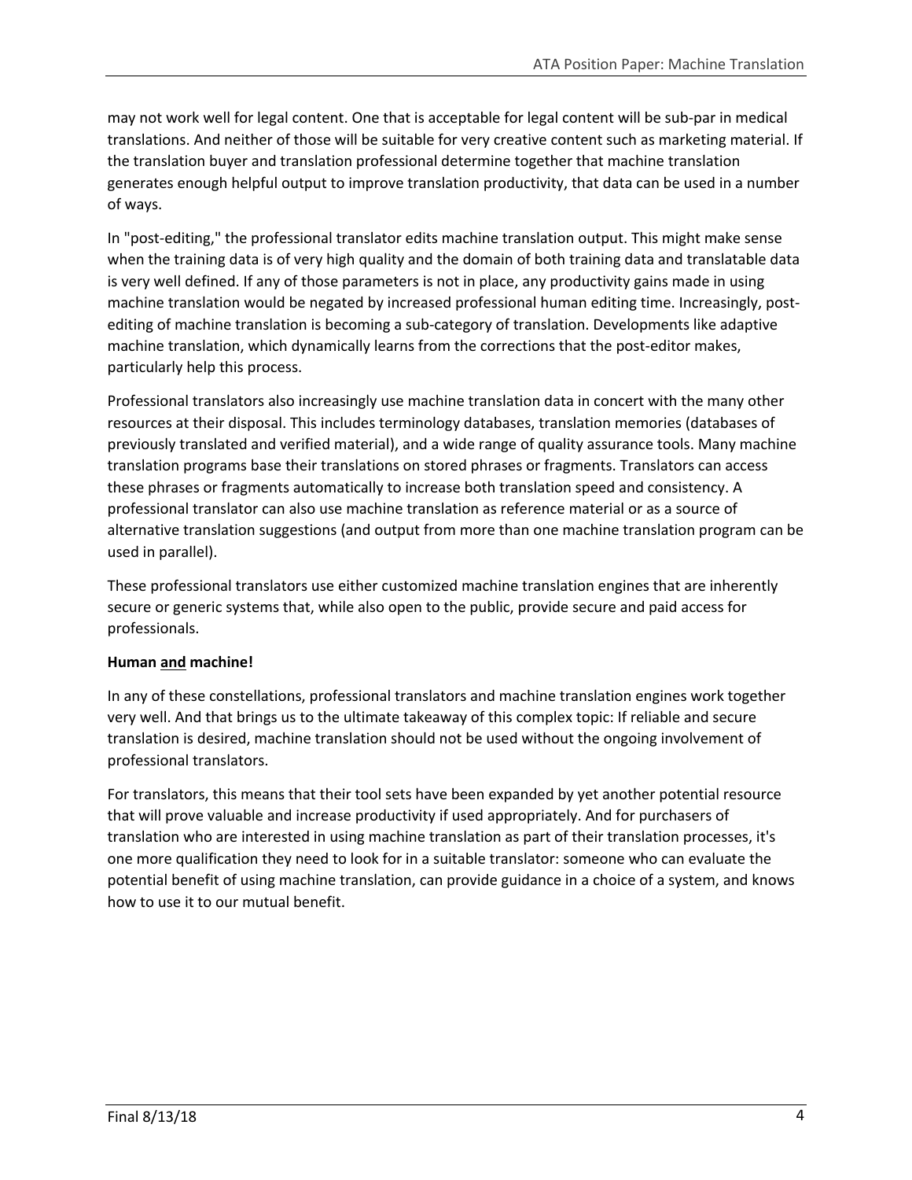may not work well for legal content. One that is acceptable for legal content will be sub-par in medical translations. And neither of those will be suitable for very creative content such as marketing material. If the translation buyer and translation professional determine together that machine translation generates enough helpful output to improve translation productivity, that data can be used in a number of ways.

In "post-editing," the professional translator edits machine translation output. This might make sense when the training data is of very high quality and the domain of both training data and translatable data is very well defined. If any of those parameters is not in place, any productivity gains made in using machine translation would be negated by increased professional human editing time. Increasingly, post-editing of machine translation is becoming a sub-category of translation. Developments like adaptive machine translation, which dynamically learns from the corrections that the post-editor makes, particularly help this process.

Professional translators also increasingly use machine translation data in concert with the many other resources at their disposal. This includes terminology databases, translation memories (databases of previously translated and verified material), and a wide range of quality assurance tools. Many machine translation programs base their translations on stored phrases or fragments. Translators can access these phrases or fragments automatically to increase both translation speed and consistency. A professional translator can also use machine translation as reference material or as a source of alternative translation suggestions (and output from more than one machine translation program can be used in parallel).

These professional translators use either customized machine translation engines that are inherently secure or generic systems that, while also open to the public, provide secure and paid access for professionals.

**Human and machine!**

In any of these constellations, professional translators and machine translation engines work together very well. And that brings us to the ultimate takeaway of this complex topic: If reliable and secure translation is desired, machine translation should not be used without the ongoing involvement of professional translators.

For translators, this means that their tool sets have been expanded by yet another potential resource that will prove valuable and increase productivity if used appropriately. And for purchasers of translation who are interested in using machine translation as part of their translation processes, it's one more qualification they need to look for in a suitable translator: someone who can evaluate the potential benefit of using machine translation, can provide guidance in a choice of a system, and knows how to use it to our mutual benefit.